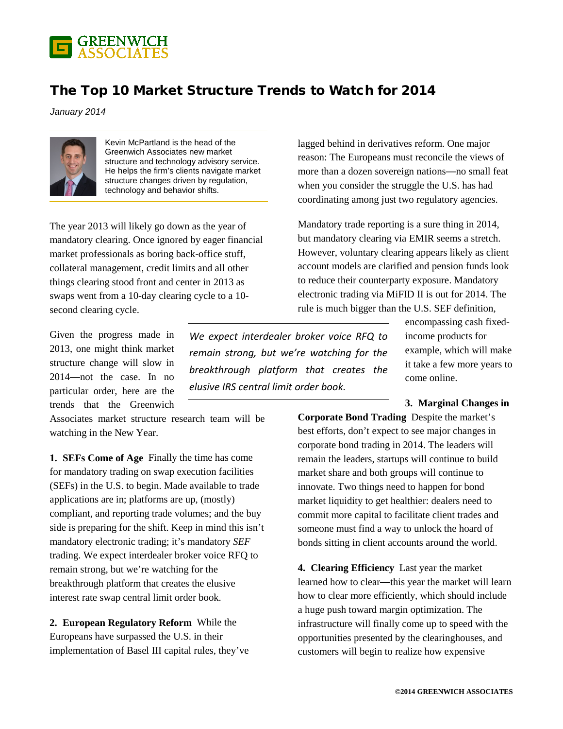GREENWICH ASSOCIATES

# The Top 10 Market Structure Trends to Watch for 2014

*January 2014*

Kevin McPartland is the head of the Greenwich Associates new market structure and technology advisory service. He helps the firm's clients navigate market structure changes driven by regulation, technology and behavior shifts.

The year 2013 will likely go down as the year of mandatory clearing. Once ignored by eager financial market professionals as boring back-office stuff, collateral management, credit limits and all other things clearing stood front and center in 2013 as swaps went from a 10-day clearing cycle to a 10-second clearing cycle.

Given the progress made in 2013, one might think market structure change will slow in 2014—not the case. In no particular order, here are the trends that the Greenwich Associates market structure research team will be watching in the New Year.

> *We expect interdealer broker voice RFQ to remain strong, but we're watching for the breakthrough platform that creates the elusive IRS central limit order book.*

**1. SEFs Come of Age** Finally the time has come for mandatory trading on swap execution facilities (SEFs) in the U.S. to begin. Made available to trade applications are in; platforms are up, (mostly) compliant, and reporting trade volumes; and the buy side is preparing for the shift. Keep in mind this isn't mandatory electronic trading; it's mandatory *SEF* trading. We expect interdealer broker voice RFQ to remain strong, but we're watching for the breakthrough platform that creates the elusive interest rate swap central limit order book.

**2. European Regulatory Reform** While the Europeans have surpassed the U.S. in their implementation of Basel III capital rules, they've lagged behind in derivatives reform. One major reason: The Europeans must reconcile the views of more than a dozen sovereign nations—no small feat when you consider the struggle the U.S. has had coordinating among just two regulatory agencies.

Mandatory trade reporting is a sure thing in 2014, but mandatory clearing via EMIR seems a stretch. However, voluntary clearing appears likely as client account models are clarified and pension funds look to reduce their counterparty exposure. Mandatory electronic trading via MiFID II is out for 2014. The rule is much bigger than the U.S. SEF definition, encompassing cash fixed-income products for example, which will make it take a few more years to come online.

**3. Marginal Changes in Corporate Bond Trading** Despite the market's best efforts, don't expect to see major changes in corporate bond trading in 2014. The leaders will remain the leaders, startups will continue to build market share and both groups will continue to innovate. Two things need to happen for bond market liquidity to get healthier: dealers need to commit more capital to facilitate client trades and someone must find a way to unlock the hoard of bonds sitting in client accounts around the world.

**4. Clearing Efficiency** Last year the market learned how to clear—this year the market will learn how to clear more efficiently, which should include a huge push toward margin optimization. The infrastructure will finally come up to speed with the opportunities presented by the clearinghouses, and customers will begin to realize how expensive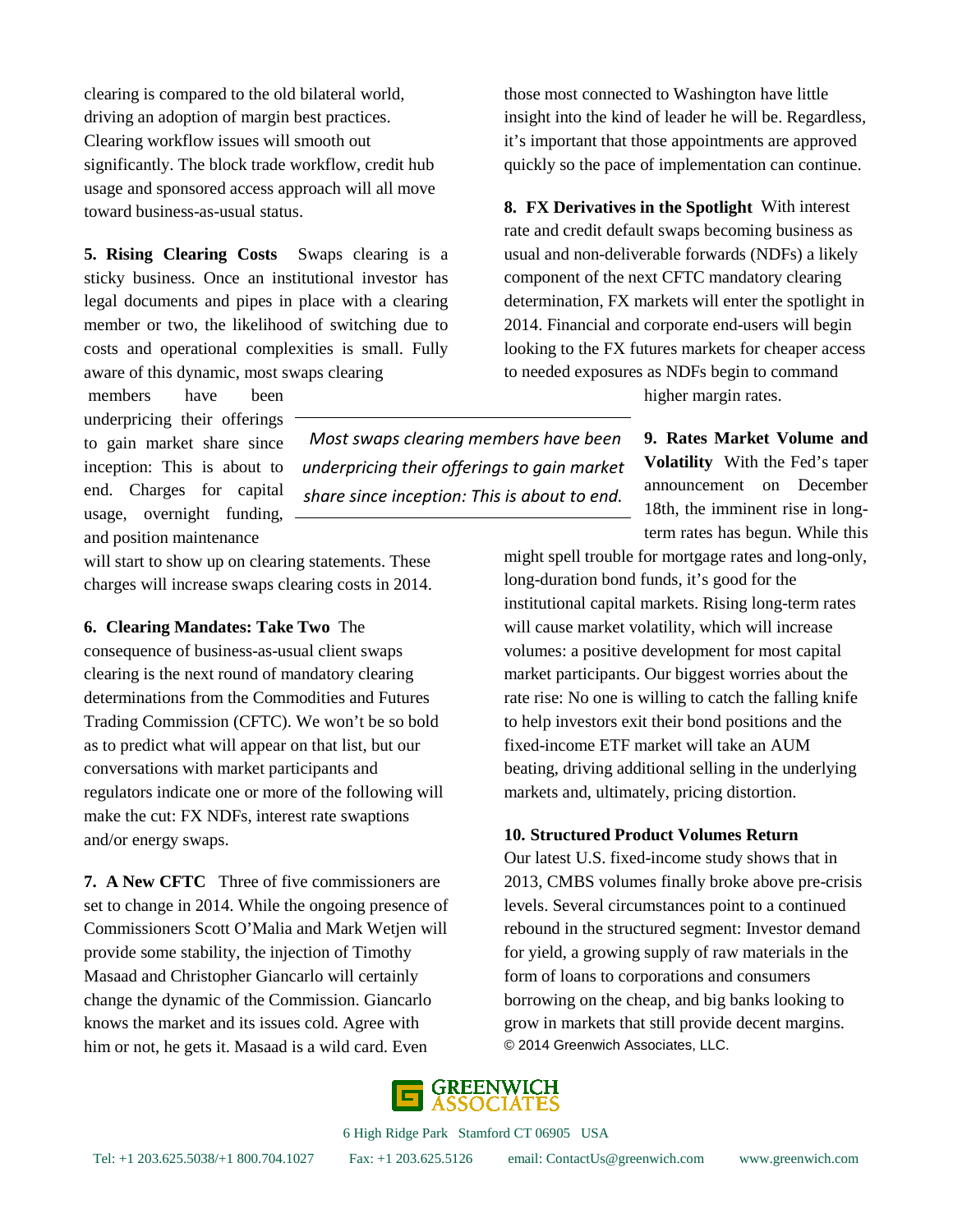clearing is compared to the old bilateral world, driving an adoption of margin best practices. Clearing workflow issues will smooth out significantly. The block trade workflow, credit hub usage and sponsored access approach will all move toward business-as-usual status.

**5. Rising Clearing Costs** Swaps clearing is a sticky business. Once an institutional investor has legal documents and pipes in place with a clearing member or two, the likelihood of switching due to costs and operational complexities is small. Fully aware of this dynamic, most swaps clearing members have been underpricing their offerings to gain market share since inception: This is about to end. Charges for capital usage, overnight funding, and position maintenance will start to show up on clearing statements. These charges will increase swaps clearing costs in 2014.

*Most swaps clearing members have been underpricing their offerings to gain market share since inception: This is about to end.*

**6. Clearing Mandates: Take Two** The consequence of business-as-usual client swaps clearing is the next round of mandatory clearing determinations from the Commodities and Futures Trading Commission (CFTC). We won't be so bold as to predict what will appear on that list, but our conversations with market participants and regulators indicate one or more of the following will make the cut: FX NDFs, interest rate swaptions and/or energy swaps.

**7. A New CFTC** Three of five commissioners are set to change in 2014. While the ongoing presence of Commissioners Scott O'Malia and Mark Wetjen will provide some stability, the injection of Timothy Masaad and Christopher Giancarlo will certainly change the dynamic of the Commission. Giancarlo knows the market and its issues cold. Agree with him or not, he gets it. Masaad is a wild card. Even those most connected to Washington have little insight into the kind of leader he will be. Regardless, it's important that those appointments are approved quickly so the pace of implementation can continue.

**8. FX Derivatives in the Spotlight** With interest rate and credit default swaps becoming business as usual and non-deliverable forwards (NDFs) a likely component of the next CFTC mandatory clearing determination, FX markets will enter the spotlight in 2014. Financial and corporate end-users will begin looking to the FX futures markets for cheaper access to needed exposures as NDFs begin to command higher margin rates.

**9. Rates Market Volume and Volatility** With the Fed's taper announcement on December 18th, the imminent rise in long-term rates has begun. While this might spell trouble for mortgage rates and long-only, long-duration bond funds, it's good for the institutional capital markets. Rising long-term rates will cause market volatility, which will increase volumes: a positive development for most capital market participants. Our biggest worries about the rate rise: No one is willing to catch the falling knife to help investors exit their bond positions and the fixed-income ETF market will take an AUM beating, driving additional selling in the underlying markets and, ultimately, pricing distortion.

**10. Structured Product Volumes Return**
Our latest U.S. fixed-income study shows that in 2013, CMBS volumes finally broke above pre-crisis levels. Several circumstances point to a continued rebound in the structured segment: Investor demand for yield, a growing supply of raw materials in the form of loans to corporations and consumers borrowing on the cheap, and big banks looking to grow in markets that still provide decent margins.

© 2014 Greenwich Associates, LLC.

GREENWICH ASSOCIATES

6 High Ridge Park Stamford CT 06905 USA

Tel: +1 203.625.5038/+1 800.704.1027 Fax: +1 203.625.5126 email: ContactUs@greenwich.com www.greenwich.com